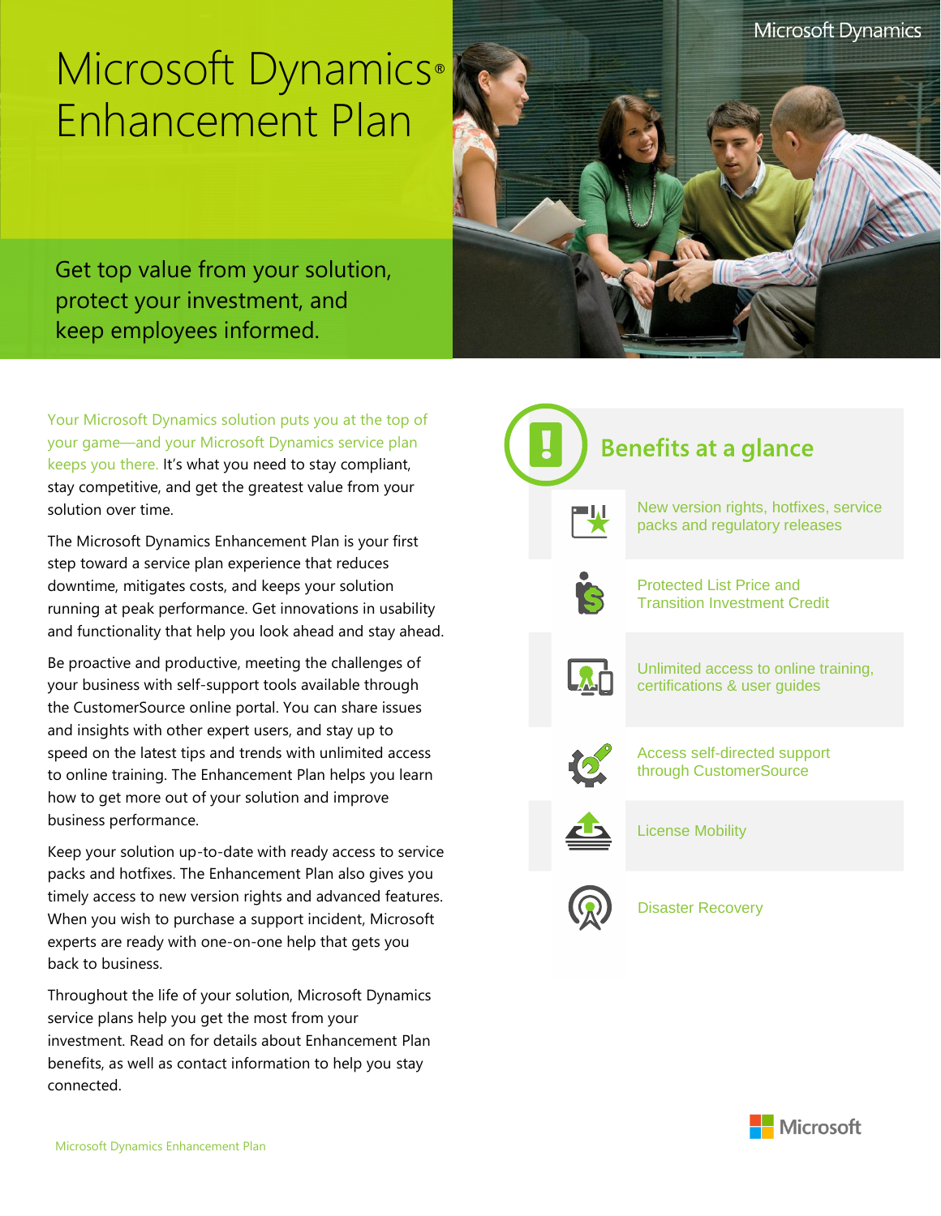# Microsoft Dynamics® Enhancement Plan

Get top value from your solution, protect your investment, and keep employees informed.

Your Microsoft Dynamics solution puts you at the top of your game—and your Microsoft Dynamics service plan keeps you there. It's what you need to stay compliant, stay competitive, and get the greatest value from your solution over time.

The Microsoft Dynamics Enhancement Plan is your first step toward a service plan experience that reduces downtime, mitigates costs, and keeps your solution running at peak performance. Get innovations in usability and functionality that help you look ahead and stay ahead.

Be proactive and productive, meeting the challenges of your business with self-support tools available through the CustomerSource online portal. You can share issues and insights with other expert users, and stay up to speed on the latest tips and trends with unlimited access to online training. The Enhancement Plan helps you learn how to get more out of your solution and improve business performance.

Keep your solution up-to-date with ready access to service packs and hotfixes. The Enhancement Plan also gives you timely access to new version rights and advanced features. When you wish to purchase a support incident, Microsoft experts are ready with one-on-one help that gets you back to business.

Throughout the life of your solution, Microsoft Dynamics service plans help you get the most from your investment. Read on for details about Enhancement Plan benefits, as well as contact information to help you stay connected.

## Benefits at a glance

- New version rights, hotfixes, service packs and regulatory releases
- Protected List Price and Transition Investment Credit
- Unlimited access to online training, certifications & user guides
- Access self-directed support through CustomerSource
- License Mobility
- Disaster Recovery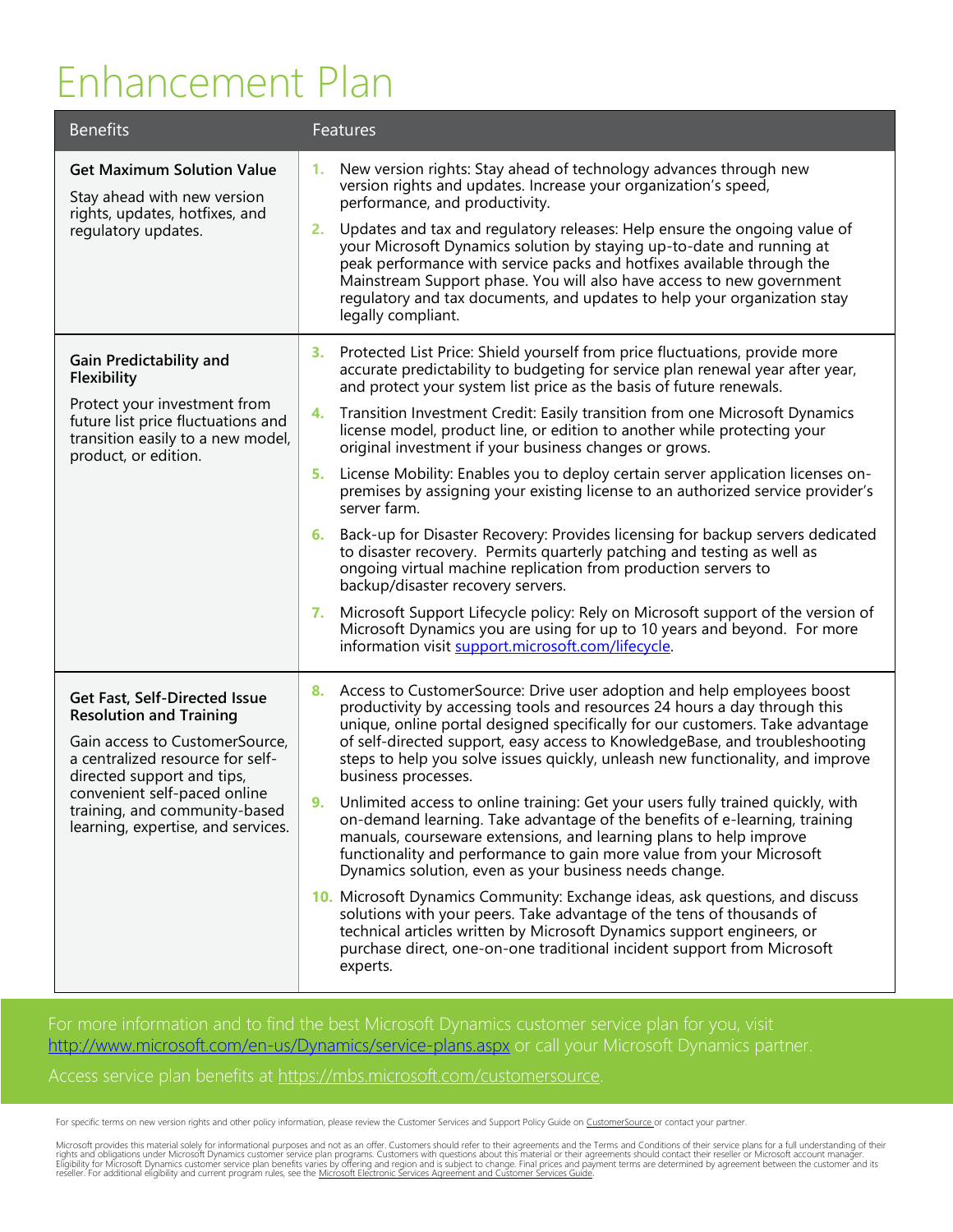# Enhancement Plan

| Benefits | Features |
|---|---|
| **Get Maximum Solution Value**<br>Stay ahead with new version rights, updates, hotfixes, and regulatory updates. | **1.** New version rights: Stay ahead of technology advances through new version rights and updates. Increase your organization's speed, performance, and productivity.<br>**2.** Updates and tax and regulatory releases: Help ensure the ongoing value of your Microsoft Dynamics solution by staying up-to-date and running at peak performance with service packs and hotfixes available through the Mainstream Support phase. You will also have access to new government regulatory and tax documents, and updates to help your organization stay legally compliant. |
| **Gain Predictability and Flexibility**<br>Protect your investment from future list price fluctuations and transition easily to a new model, product, or edition. | **3.** Protected List Price: Shield yourself from price fluctuations, provide more accurate predictability to budgeting for service plan renewal year after year, and protect your system list price as the basis of future renewals.<br>**4.** Transition Investment Credit: Easily transition from one Microsoft Dynamics license model, product line, or edition to another while protecting your original investment if your business changes or grows.<br>**5.** License Mobility: Enables you to deploy certain server application licenses on-premises by assigning your existing license to an authorized service provider's server farm.<br>**6.** Back-up for Disaster Recovery: Provides licensing for backup servers dedicated to disaster recovery. Permits quarterly patching and testing as well as ongoing virtual machine replication from production servers to backup/disaster recovery servers.<br>**7.** Microsoft Support Lifecycle policy: Rely on Microsoft support of the version of Microsoft Dynamics you are using for up to 10 years and beyond. For more information visit [support.microsoft.com/lifecycle](support.microsoft.com/lifecycle). |
| **Get Fast, Self-Directed Issue Resolution and Training**<br>Gain access to CustomerSource, a centralized resource for self-directed support and tips, convenient self-paced online training, and community-based learning, expertise, and services. | **8.** Access to CustomerSource: Drive user adoption and help employees boost productivity by accessing tools and resources 24 hours a day through this unique, online portal designed specifically for our customers. Take advantage of self-directed support, easy access to KnowledgeBase, and troubleshooting steps to help you solve issues quickly, unleash new functionality, and improve business processes.<br>**9.** Unlimited access to online training: Get your users fully trained quickly, with on-demand learning. Take advantage of the benefits of e-learning, training manuals, courseware extensions, and learning plans to help improve functionality and performance to gain more value from your Microsoft Dynamics solution, even as your business needs change.<br>**10.** Microsoft Dynamics Community: Exchange ideas, ask questions, and discuss solutions with your peers. Take advantage of the tens of thousands of technical articles written by Microsoft Dynamics support engineers, or purchase direct, one-on-one traditional incident support from Microsoft experts. |

For more information and to find the best Microsoft Dynamics customer service plan for you, visit [http://www.microsoft.com/en-us/Dynamics/service-plans.aspx](http://www.microsoft.com/en-us/Dynamics/service-plans.aspx) or call your Microsoft Dynamics partner.

Access service plan benefits at [https://mbs.microsoft.com/customersource](https://mbs.microsoft.com/customersource).

For specific terms on new version rights and other policy information, please review the Customer Services and Support Policy Guide on CustomerSource or contact your partner.

Microsoft provides this material solely for informational purposes and not as an offer. Customers should refer to their agreements and the Terms and Conditions of their service plans for a full understanding of their rights and obligations under Microsoft Dynamics customer service plan programs. Customers with questions about this material or their agreements should contact their reseller or Microsoft account manager. Eligibility for Microsoft Dynamics customer service plan benefits varies by offering and region and is subject to change. Final prices and payment terms are determined by agreement between the customer and its reseller. For additional eligibility and current program rules, see the Microsoft Electronic Services Agreement and Customer Services Guide.